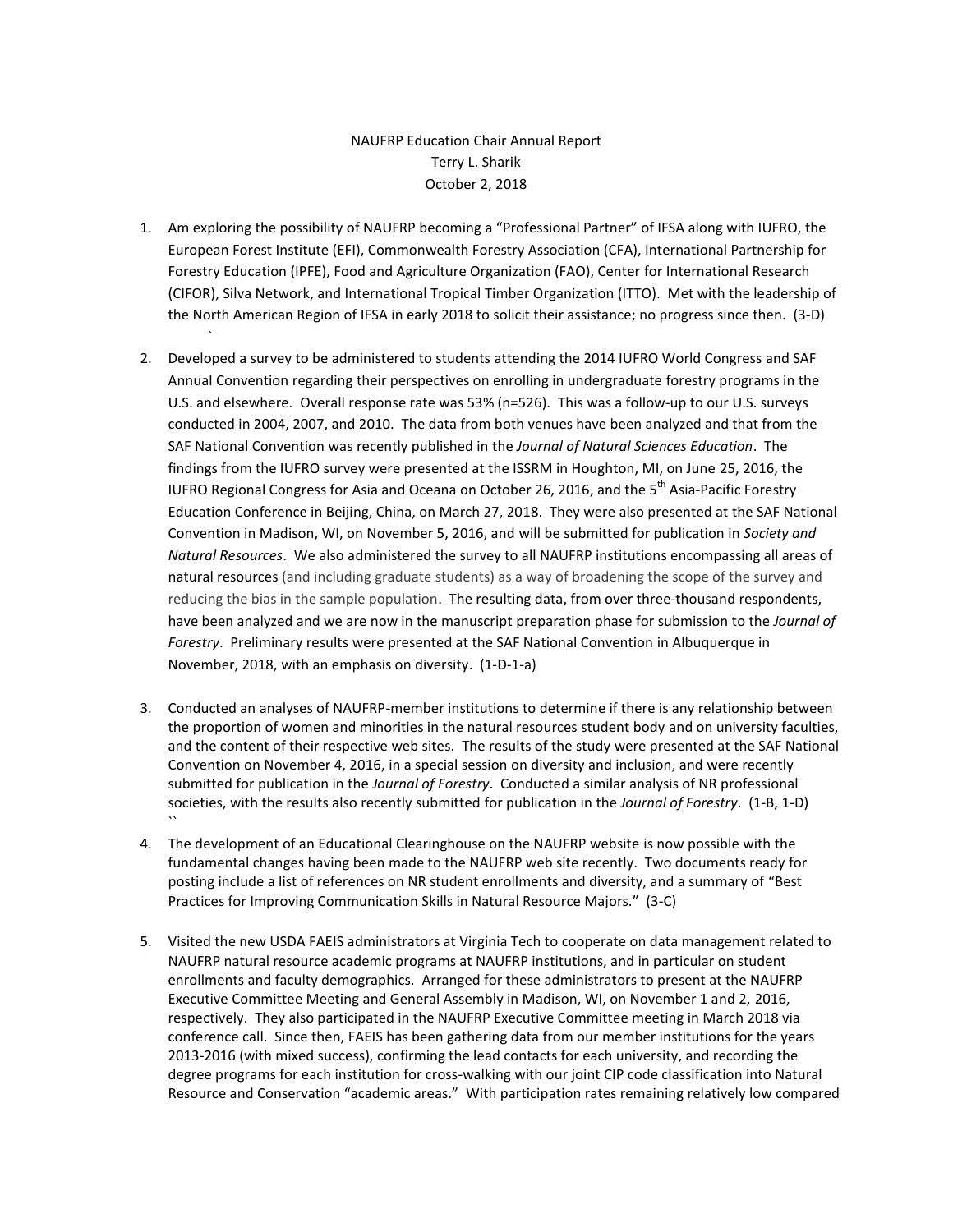NAUFRP Education Chair Annual Report
Terry L. Sharik
October 2, 2018

1. Am exploring the possibility of NAUFRP becoming a "Professional Partner" of IFSA along with IUFRO, the European Forest Institute (EFI), Commonwealth Forestry Association (CFA), International Partnership for Forestry Education (IPFE), Food and Agriculture Organization (FAO), Center for International Research (CIFOR), Silva Network, and International Tropical Timber Organization (ITTO). Met with the leadership of the North American Region of IFSA in early 2018 to solicit their assistance; no progress since then. (3-D)

2. Developed a survey to be administered to students attending the 2014 IUFRO World Congress and SAF Annual Convention regarding their perspectives on enrolling in undergraduate forestry programs in the U.S. and elsewhere. Overall response rate was 53% (n=526). This was a follow-up to our U.S. surveys conducted in 2004, 2007, and 2010. The data from both venues have been analyzed and that from the SAF National Convention was recently published in the *Journal of Natural Sciences Education*. The findings from the IUFRO survey were presented at the ISSRM in Houghton, MI, on June 25, 2016, the IUFRO Regional Congress for Asia and Oceana on October 26, 2016, and the 5th Asia-Pacific Forestry Education Conference in Beijing, China, on March 27, 2018. They were also presented at the SAF National Convention in Madison, WI, on November 5, 2016, and will be submitted for publication in *Society and Natural Resources*. We also administered the survey to all NAUFRP institutions encompassing all areas of natural resources (and including graduate students) as a way of broadening the scope of the survey and reducing the bias in the sample population. The resulting data, from over three-thousand respondents, have been analyzed and we are now in the manuscript preparation phase for submission to the *Journal of Forestry*. Preliminary results were presented at the SAF National Convention in Albuquerque in November, 2018, with an emphasis on diversity. (1-D-1-a)

3. Conducted an analyses of NAUFRP-member institutions to determine if there is any relationship between the proportion of women and minorities in the natural resources student body and on university faculties, and the content of their respective web sites. The results of the study were presented at the SAF National Convention on November 4, 2016, in a special session on diversity and inclusion, and were recently submitted for publication in the *Journal of Forestry*. Conducted a similar analysis of NR professional societies, with the results also recently submitted for publication in the *Journal of Forestry*. (1-B, 1-D)

4. The development of an Educational Clearinghouse on the NAUFRP website is now possible with the fundamental changes having been made to the NAUFRP web site recently. Two documents ready for posting include a list of references on NR student enrollments and diversity, and a summary of "Best Practices for Improving Communication Skills in Natural Resource Majors." (3-C)

5. Visited the new USDA FAEIS administrators at Virginia Tech to cooperate on data management related to NAUFRP natural resource academic programs at NAUFRP institutions, and in particular on student enrollments and faculty demographics. Arranged for these administrators to present at the NAUFRP Executive Committee Meeting and General Assembly in Madison, WI, on November 1 and 2, 2016, respectively. They also participated in the NAUFRP Executive Committee meeting in March 2018 via conference call. Since then, FAEIS has been gathering data from our member institutions for the years 2013-2016 (with mixed success), confirming the lead contacts for each university, and recording the degree programs for each institution for cross-walking with our joint CIP code classification into Natural Resource and Conservation "academic areas." With participation rates remaining relatively low compared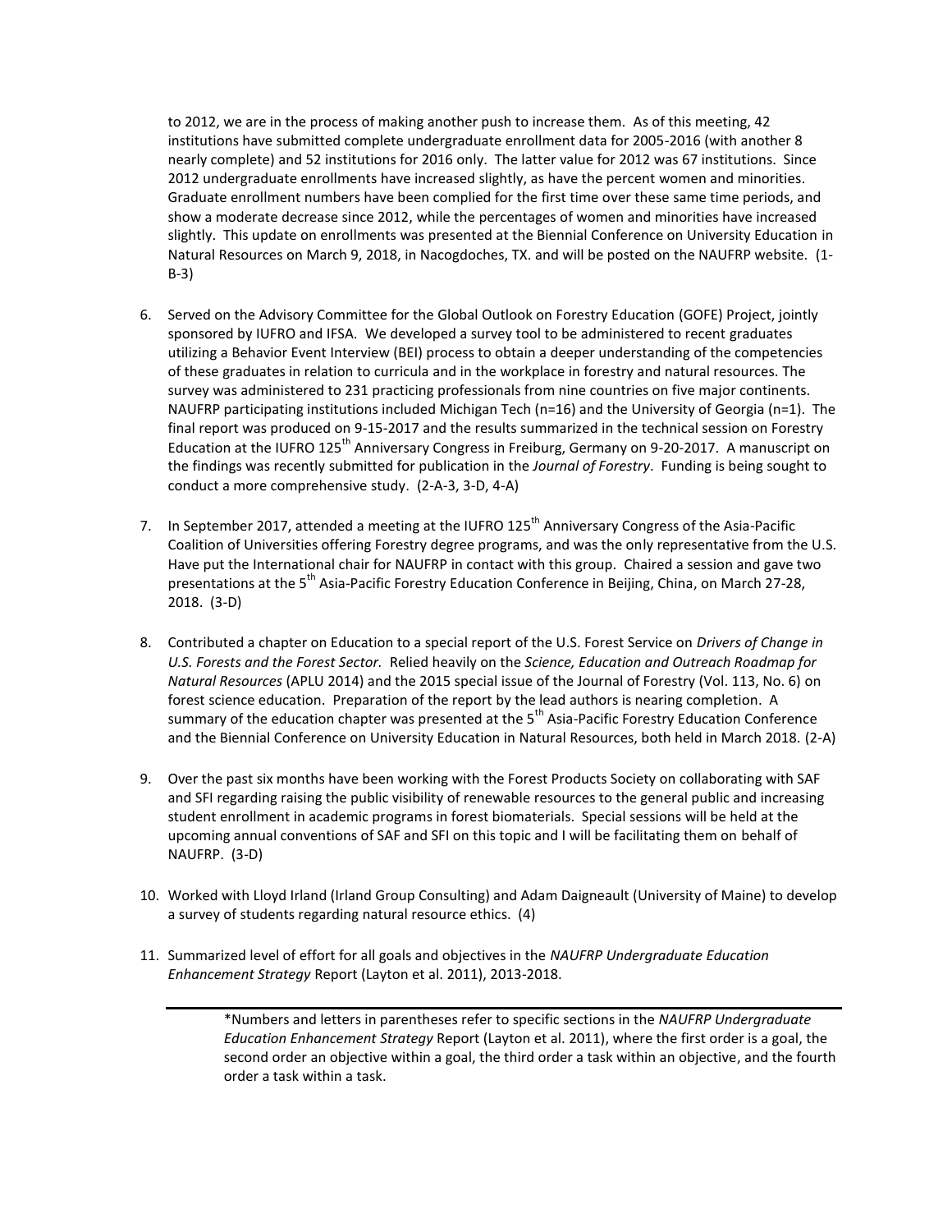to 2012, we are in the process of making another push to increase them. As of this meeting, 42 institutions have submitted complete undergraduate enrollment data for 2005-2016 (with another 8 nearly complete) and 52 institutions for 2016 only. The latter value for 2012 was 67 institutions. Since 2012 undergraduate enrollments have increased slightly, as have the percent women and minorities. Graduate enrollment numbers have been complied for the first time over these same time periods, and show a moderate decrease since 2012, while the percentages of women and minorities have increased slightly. This update on enrollments was presented at the Biennial Conference on University Education in Natural Resources on March 9, 2018, in Nacogdoches, TX. and will be posted on the NAUFRP website. (1-B-3)

6. Served on the Advisory Committee for the Global Outlook on Forestry Education (GOFE) Project, jointly sponsored by IUFRO and IFSA. We developed a survey tool to be administered to recent graduates utilizing a Behavior Event Interview (BEI) process to obtain a deeper understanding of the competencies of these graduates in relation to curricula and in the workplace in forestry and natural resources. The survey was administered to 231 practicing professionals from nine countries on five major continents. NAUFRP participating institutions included Michigan Tech (n=16) and the University of Georgia (n=1). The final report was produced on 9-15-2017 and the results summarized in the technical session on Forestry Education at the IUFRO 125th Anniversary Congress in Freiburg, Germany on 9-20-2017. A manuscript on the findings was recently submitted for publication in the *Journal of Forestry*. Funding is being sought to conduct a more comprehensive study. (2-A-3, 3-D, 4-A)

7. In September 2017, attended a meeting at the IUFRO 125th Anniversary Congress of the Asia-Pacific Coalition of Universities offering Forestry degree programs, and was the only representative from the U.S. Have put the International chair for NAUFRP in contact with this group. Chaired a session and gave two presentations at the 5th Asia-Pacific Forestry Education Conference in Beijing, China, on March 27-28, 2018. (3-D)

8. Contributed a chapter on Education to a special report of the U.S. Forest Service on *Drivers of Change in U.S. Forests and the Forest Sector.* Relied heavily on the *Science, Education and Outreach Roadmap for Natural Resources* (APLU 2014) and the 2015 special issue of the Journal of Forestry (Vol. 113, No. 6) on forest science education. Preparation of the report by the lead authors is nearing completion. A summary of the education chapter was presented at the 5th Asia-Pacific Forestry Education Conference and the Biennial Conference on University Education in Natural Resources, both held in March 2018. (2-A)

9. Over the past six months have been working with the Forest Products Society on collaborating with SAF and SFI regarding raising the public visibility of renewable resources to the general public and increasing student enrollment in academic programs in forest biomaterials. Special sessions will be held at the upcoming annual conventions of SAF and SFI on this topic and I will be facilitating them on behalf of NAUFRP. (3-D)

10. Worked with Lloyd Irland (Irland Group Consulting) and Adam Daigneault (University of Maine) to develop a survey of students regarding natural resource ethics. (4)

11. Summarized level of effort for all goals and objectives in the *NAUFRP Undergraduate Education Enhancement Strategy* Report (Layton et al. 2011), 2013-2018.

---

*Numbers and letters in parentheses refer to specific sections in the *NAUFRP Undergraduate Education Enhancement Strategy* Report (Layton et al. 2011), where the first order is a goal, the second order an objective within a goal, the third order a task within an objective, and the fourth order a task within a task.